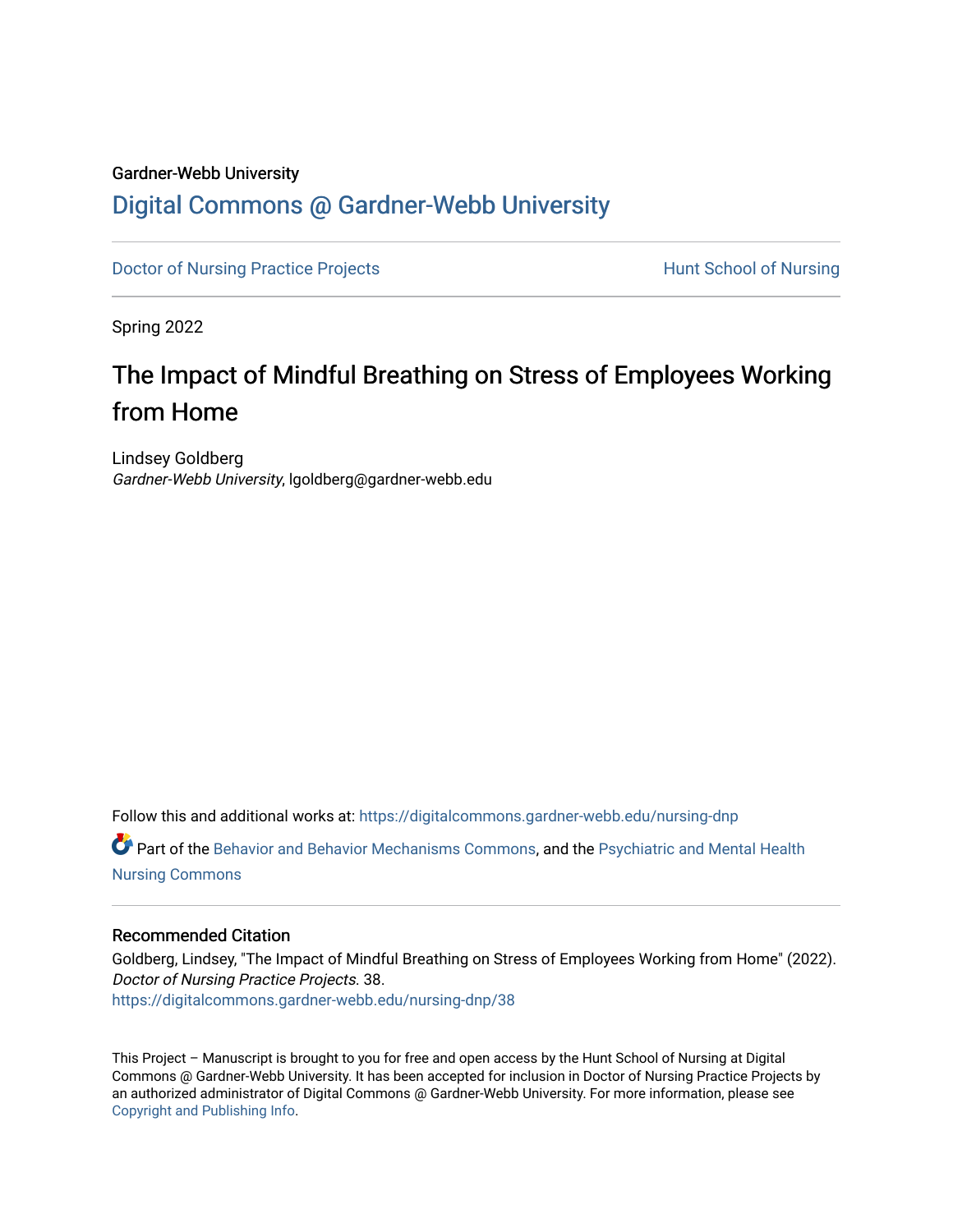Gardner-Webb University

# Digital Commons @ Gardner-Webb University

Doctor of Nursing Practice Projects | Hunt School of Nursing

Spring 2022

# The Impact of Mindful Breathing on Stress of Employees Working from Home

Lindsey Goldberg
*Gardner-Webb University*, lgoldberg@gardner-webb.edu

Follow this and additional works at: https://digitalcommons.gardner-webb.edu/nursing-dnp

Part of the Behavior and Behavior Mechanisms Commons, and the Psychiatric and Mental Health Nursing Commons

## Recommended Citation

Goldberg, Lindsey, "The Impact of Mindful Breathing on Stress of Employees Working from Home" (2022). *Doctor of Nursing Practice Projects*. 38.
https://digitalcommons.gardner-webb.edu/nursing-dnp/38

This Project – Manuscript is brought to you for free and open access by the Hunt School of Nursing at Digital Commons @ Gardner-Webb University. It has been accepted for inclusion in Doctor of Nursing Practice Projects by an authorized administrator of Digital Commons @ Gardner-Webb University. For more information, please see Copyright and Publishing Info.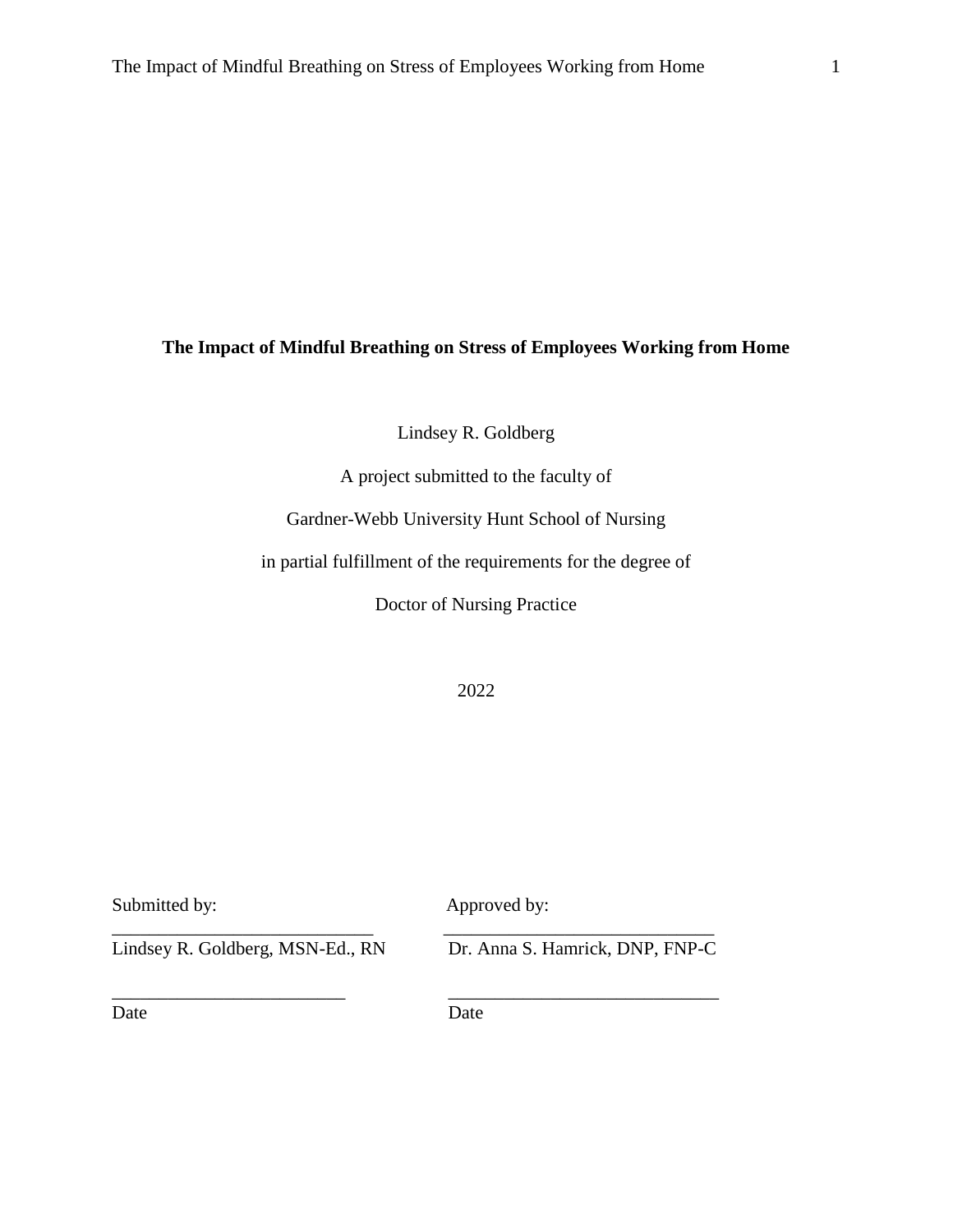**The Impact of Mindful Breathing on Stress of Employees Working from Home**

Lindsey R. Goldberg

A project submitted to the faculty of

Gardner-Webb University Hunt School of Nursing

in partial fulfillment of the requirements for the degree of

Doctor of Nursing Practice

2022

| Submitted by: | Approved by: |
|---|---|
| ______________________________ | ______________________________ |
| Lindsey R. Goldberg, MSN-Ed., RN | Dr. Anna S. Hamrick, DNP, FNP-C |
| ______________________________ | ______________________________ |
| Date | Date |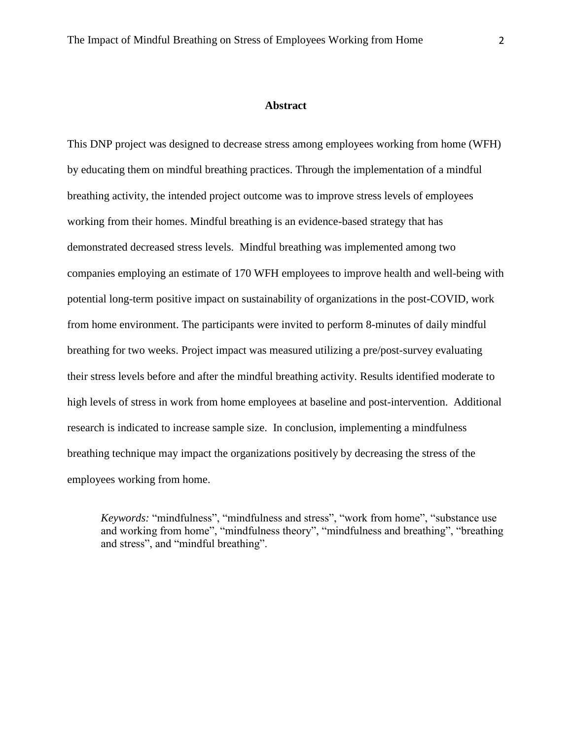## Abstract

This DNP project was designed to decrease stress among employees working from home (WFH) by educating them on mindful breathing practices. Through the implementation of a mindful breathing activity, the intended project outcome was to improve stress levels of employees working from their homes. Mindful breathing is an evidence-based strategy that has demonstrated decreased stress levels. Mindful breathing was implemented among two companies employing an estimate of 170 WFH employees to improve health and well-being with potential long-term positive impact on sustainability of organizations in the post-COVID, work from home environment. The participants were invited to perform 8-minutes of daily mindful breathing for two weeks. Project impact was measured utilizing a pre/post-survey evaluating their stress levels before and after the mindful breathing activity. Results identified moderate to high levels of stress in work from home employees at baseline and post-intervention. Additional research is indicated to increase sample size. In conclusion, implementing a mindfulness breathing technique may impact the organizations positively by decreasing the stress of the employees working from home.

*Keywords:* "mindfulness", "mindfulness and stress", "work from home", "substance use and working from home", "mindfulness theory", "mindfulness and breathing", "breathing and stress", and "mindful breathing".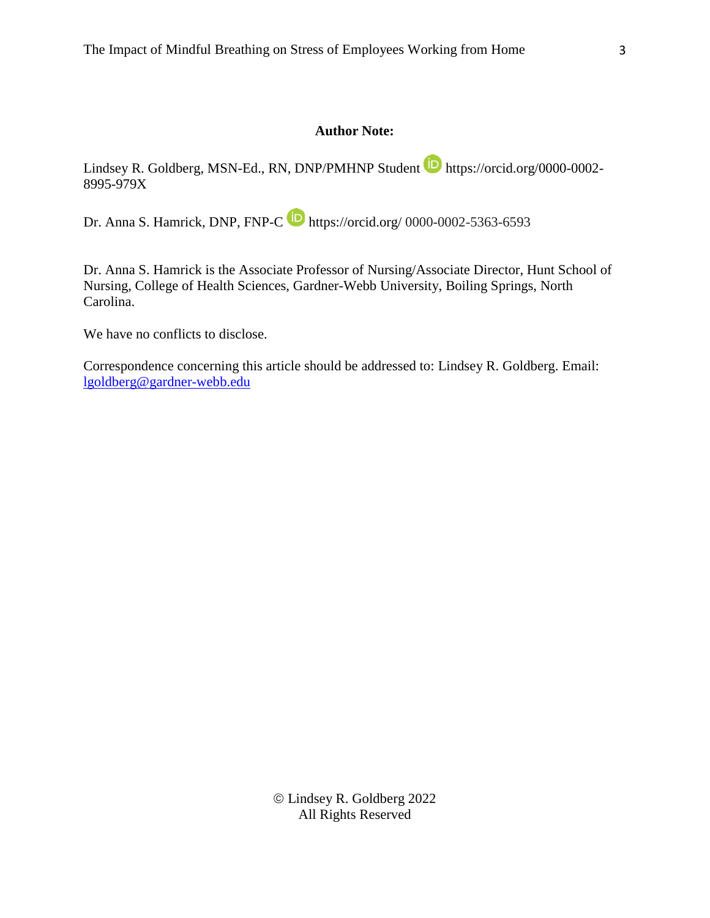**Author Note:**

Lindsey R. Goldberg, MSN-Ed., RN, DNP/PMHNP Student https://orcid.org/0000-0002-8995-979X

Dr. Anna S. Hamrick, DNP, FNP-C https://orcid.org/ 0000-0002-5363-6593

Dr. Anna S. Hamrick is the Associate Professor of Nursing/Associate Director, Hunt School of Nursing, College of Health Sciences, Gardner-Webb University, Boiling Springs, North Carolina.

We have no conflicts to disclose.

Correspondence concerning this article should be addressed to: Lindsey R. Goldberg. Email: lgoldberg@gardner-webb.edu

© Lindsey R. Goldberg 2022
All Rights Reserved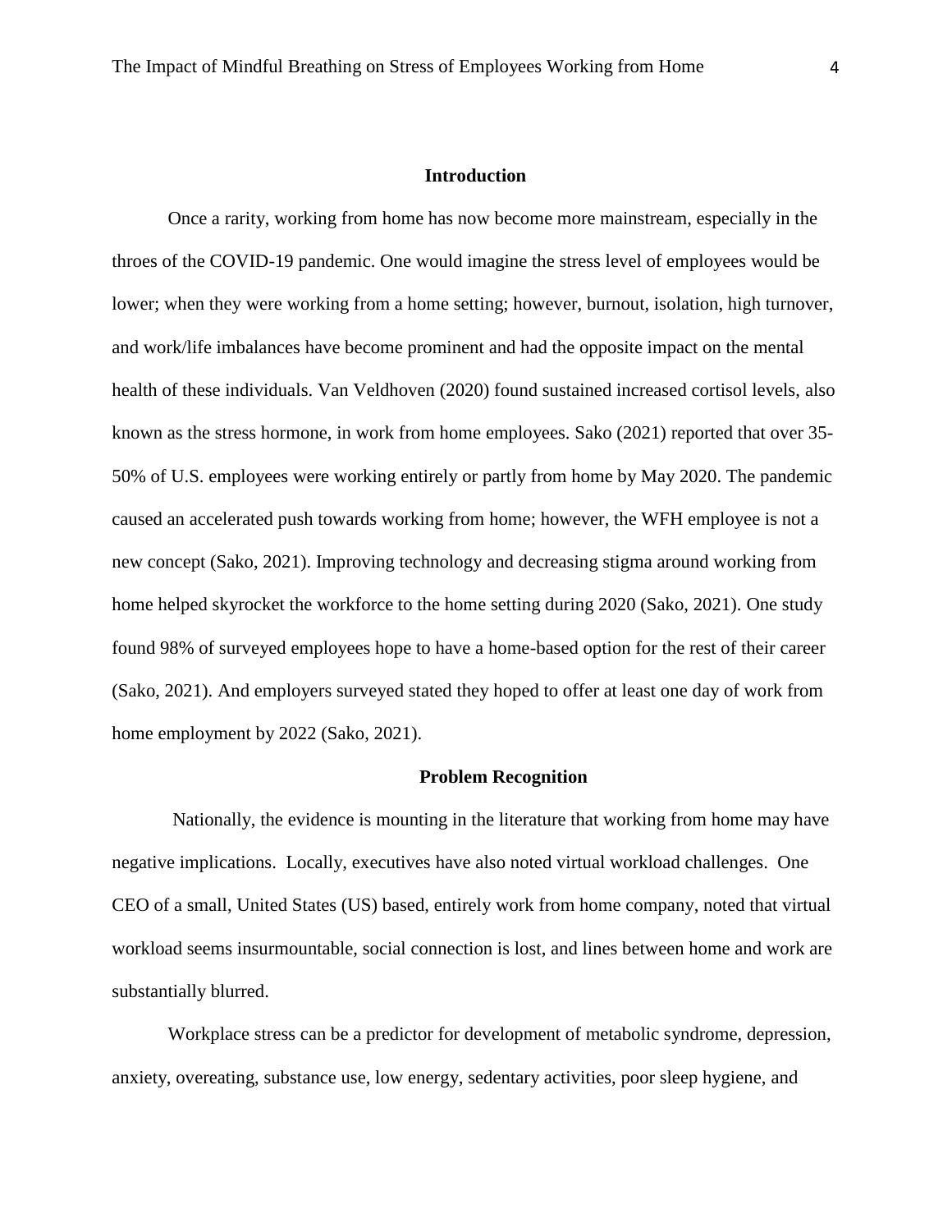## Introduction

Once a rarity, working from home has now become more mainstream, especially in the throes of the COVID-19 pandemic. One would imagine the stress level of employees would be lower; when they were working from a home setting; however, burnout, isolation, high turnover, and work/life imbalances have become prominent and had the opposite impact on the mental health of these individuals. Van Veldhoven (2020) found sustained increased cortisol levels, also known as the stress hormone, in work from home employees. Sako (2021) reported that over 35-50% of U.S. employees were working entirely or partly from home by May 2020. The pandemic caused an accelerated push towards working from home; however, the WFH employee is not a new concept (Sako, 2021). Improving technology and decreasing stigma around working from home helped skyrocket the workforce to the home setting during 2020 (Sako, 2021). One study found 98% of surveyed employees hope to have a home-based option for the rest of their career (Sako, 2021). And employers surveyed stated they hoped to offer at least one day of work from home employment by 2022 (Sako, 2021).

## Problem Recognition

Nationally, the evidence is mounting in the literature that working from home may have negative implications. Locally, executives have also noted virtual workload challenges. One CEO of a small, United States (US) based, entirely work from home company, noted that virtual workload seems insurmountable, social connection is lost, and lines between home and work are substantially blurred.

Workplace stress can be a predictor for development of metabolic syndrome, depression, anxiety, overeating, substance use, low energy, sedentary activities, poor sleep hygiene, and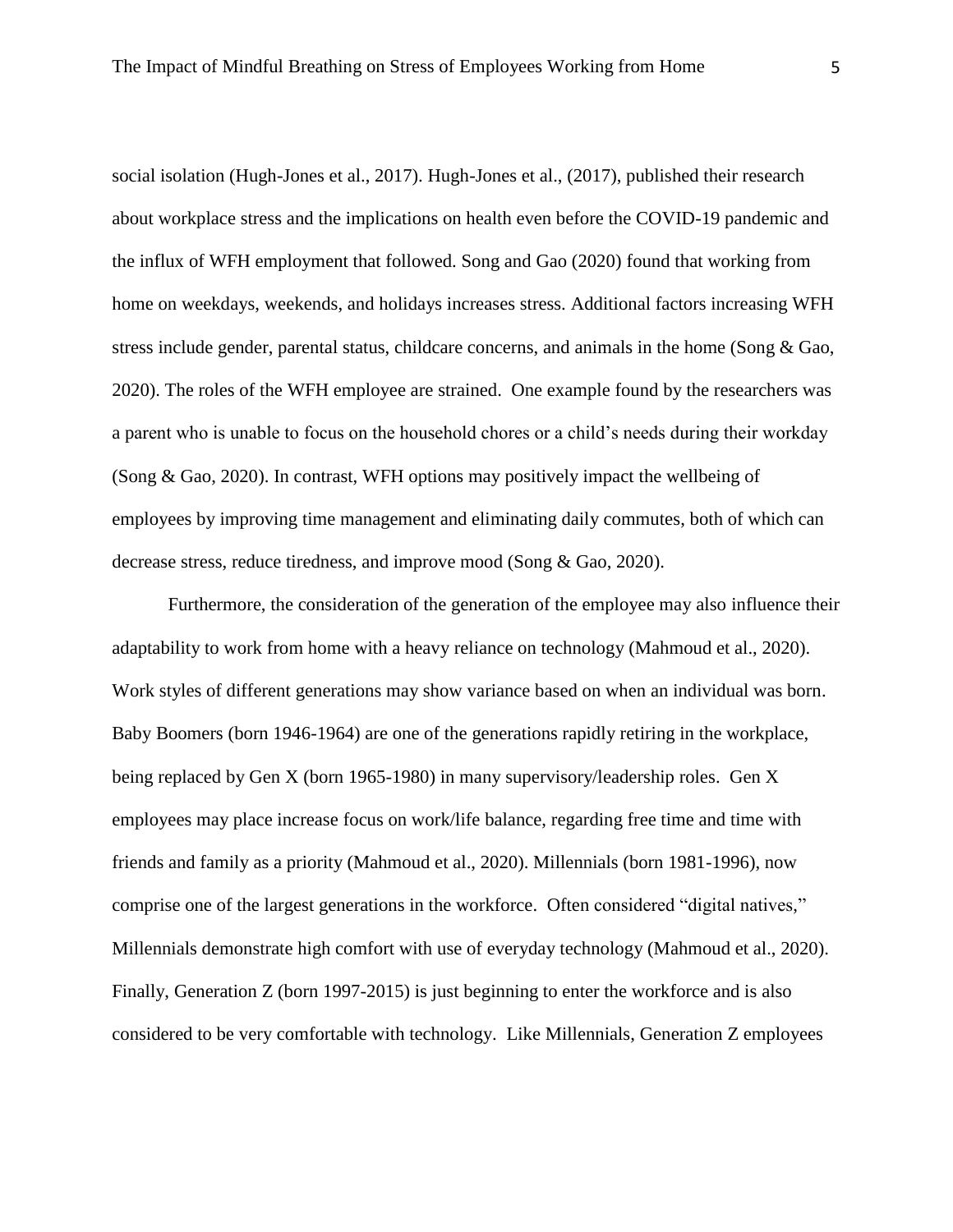social isolation (Hugh-Jones et al., 2017). Hugh-Jones et al., (2017), published their research about workplace stress and the implications on health even before the COVID-19 pandemic and the influx of WFH employment that followed. Song and Gao (2020) found that working from home on weekdays, weekends, and holidays increases stress. Additional factors increasing WFH stress include gender, parental status, childcare concerns, and animals in the home (Song & Gao, 2020). The roles of the WFH employee are strained. One example found by the researchers was a parent who is unable to focus on the household chores or a child's needs during their workday (Song & Gao, 2020). In contrast, WFH options may positively impact the wellbeing of employees by improving time management and eliminating daily commutes, both of which can decrease stress, reduce tiredness, and improve mood (Song & Gao, 2020).

Furthermore, the consideration of the generation of the employee may also influence their adaptability to work from home with a heavy reliance on technology (Mahmoud et al., 2020). Work styles of different generations may show variance based on when an individual was born. Baby Boomers (born 1946-1964) are one of the generations rapidly retiring in the workplace, being replaced by Gen X (born 1965-1980) in many supervisory/leadership roles. Gen X employees may place increase focus on work/life balance, regarding free time and time with friends and family as a priority (Mahmoud et al., 2020). Millennials (born 1981-1996), now comprise one of the largest generations in the workforce. Often considered "digital natives," Millennials demonstrate high comfort with use of everyday technology (Mahmoud et al., 2020). Finally, Generation Z (born 1997-2015) is just beginning to enter the workforce and is also considered to be very comfortable with technology. Like Millennials, Generation Z employees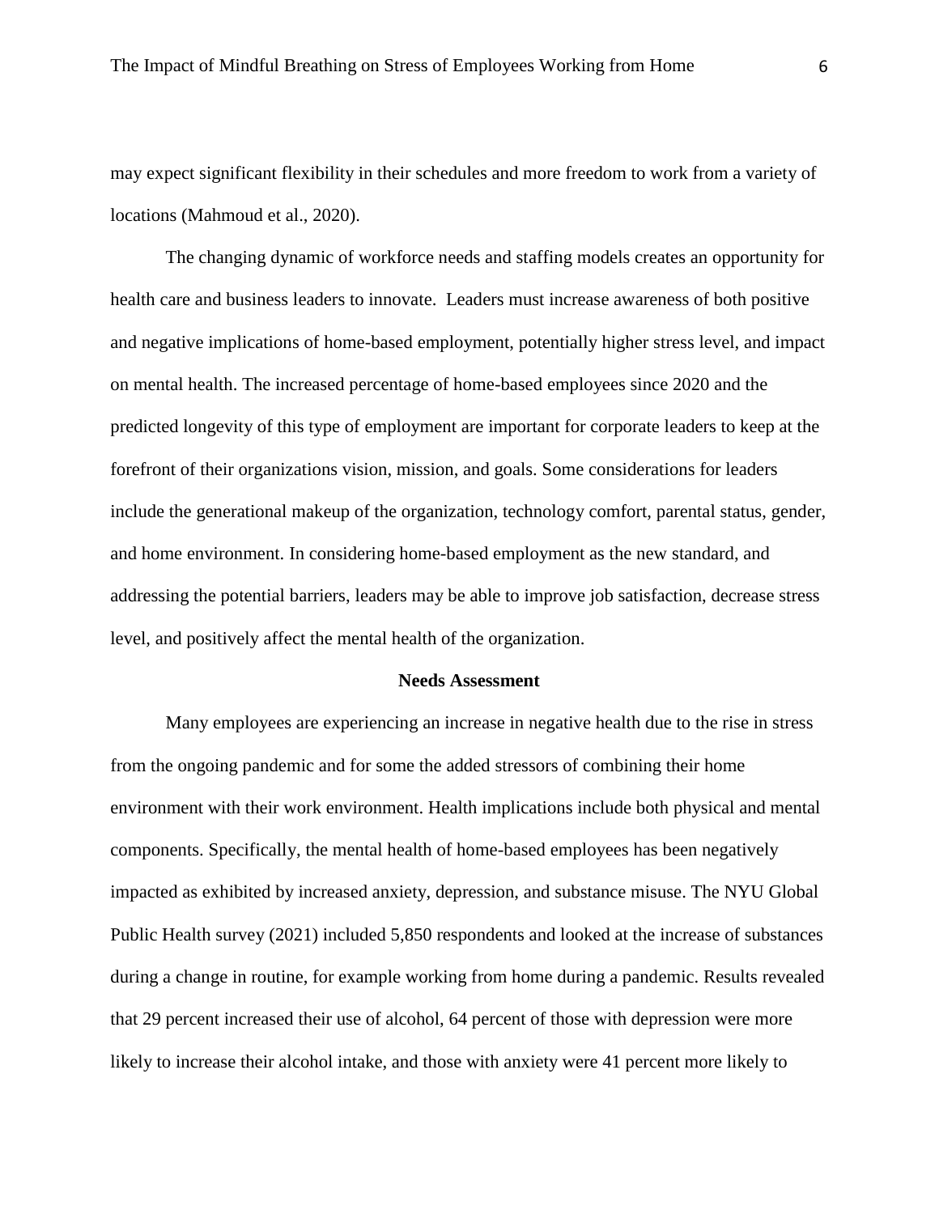may expect significant flexibility in their schedules and more freedom to work from a variety of locations (Mahmoud et al., 2020).

The changing dynamic of workforce needs and staffing models creates an opportunity for health care and business leaders to innovate.  Leaders must increase awareness of both positive and negative implications of home-based employment, potentially higher stress level, and impact on mental health. The increased percentage of home-based employees since 2020 and the predicted longevity of this type of employment are important for corporate leaders to keep at the forefront of their organizations vision, mission, and goals. Some considerations for leaders include the generational makeup of the organization, technology comfort, parental status, gender, and home environment. In considering home-based employment as the new standard, and addressing the potential barriers, leaders may be able to improve job satisfaction, decrease stress level, and positively affect the mental health of the organization.

## Needs Assessment

Many employees are experiencing an increase in negative health due to the rise in stress from the ongoing pandemic and for some the added stressors of combining their home environment with their work environment. Health implications include both physical and mental components. Specifically, the mental health of home-based employees has been negatively impacted as exhibited by increased anxiety, depression, and substance misuse. The NYU Global Public Health survey (2021) included 5,850 respondents and looked at the increase of substances during a change in routine, for example working from home during a pandemic. Results revealed that 29 percent increased their use of alcohol, 64 percent of those with depression were more likely to increase their alcohol intake, and those with anxiety were 41 percent more likely to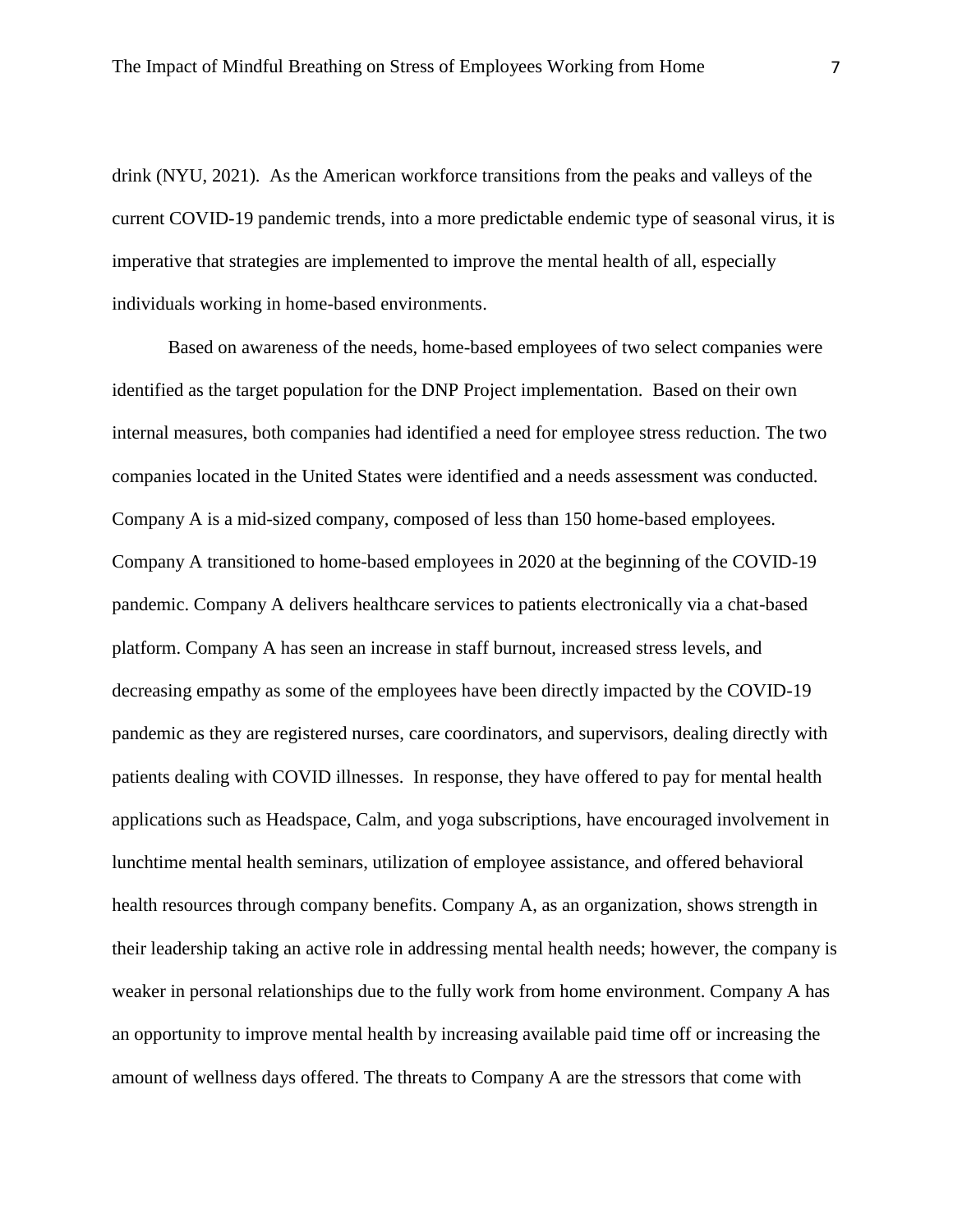drink (NYU, 2021). As the American workforce transitions from the peaks and valleys of the current COVID-19 pandemic trends, into a more predictable endemic type of seasonal virus, it is imperative that strategies are implemented to improve the mental health of all, especially individuals working in home-based environments.

Based on awareness of the needs, home-based employees of two select companies were identified as the target population for the DNP Project implementation. Based on their own internal measures, both companies had identified a need for employee stress reduction. The two companies located in the United States were identified and a needs assessment was conducted. Company A is a mid-sized company, composed of less than 150 home-based employees. Company A transitioned to home-based employees in 2020 at the beginning of the COVID-19 pandemic. Company A delivers healthcare services to patients electronically via a chat-based platform. Company A has seen an increase in staff burnout, increased stress levels, and decreasing empathy as some of the employees have been directly impacted by the COVID-19 pandemic as they are registered nurses, care coordinators, and supervisors, dealing directly with patients dealing with COVID illnesses. In response, they have offered to pay for mental health applications such as Headspace, Calm, and yoga subscriptions, have encouraged involvement in lunchtime mental health seminars, utilization of employee assistance, and offered behavioral health resources through company benefits. Company A, as an organization, shows strength in their leadership taking an active role in addressing mental health needs; however, the company is weaker in personal relationships due to the fully work from home environment. Company A has an opportunity to improve mental health by increasing available paid time off or increasing the amount of wellness days offered. The threats to Company A are the stressors that come with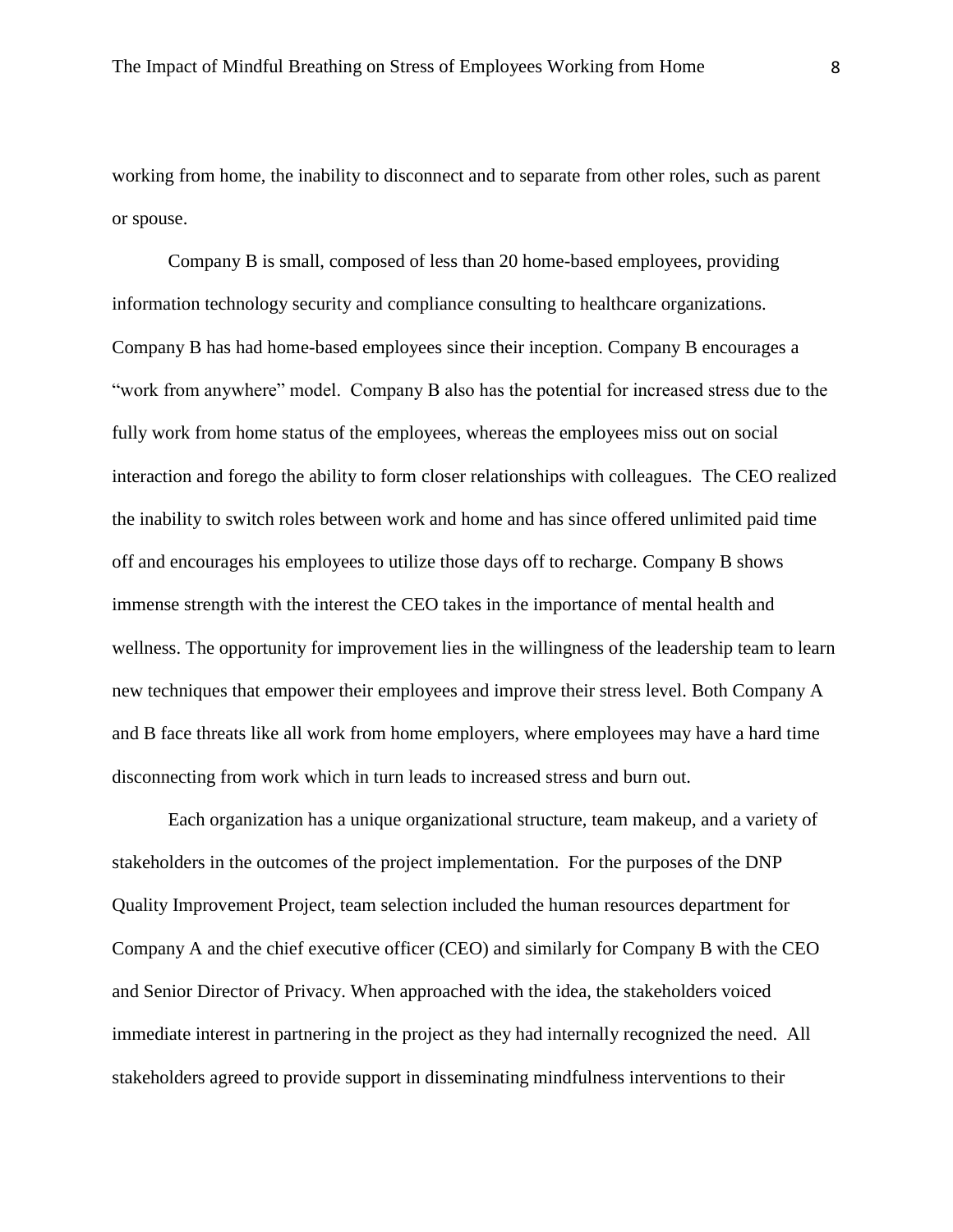working from home, the inability to disconnect and to separate from other roles, such as parent or spouse.

Company B is small, composed of less than 20 home-based employees, providing information technology security and compliance consulting to healthcare organizations. Company B has had home-based employees since their inception. Company B encourages a "work from anywhere" model. Company B also has the potential for increased stress due to the fully work from home status of the employees, whereas the employees miss out on social interaction and forego the ability to form closer relationships with colleagues. The CEO realized the inability to switch roles between work and home and has since offered unlimited paid time off and encourages his employees to utilize those days off to recharge. Company B shows immense strength with the interest the CEO takes in the importance of mental health and wellness. The opportunity for improvement lies in the willingness of the leadership team to learn new techniques that empower their employees and improve their stress level. Both Company A and B face threats like all work from home employers, where employees may have a hard time disconnecting from work which in turn leads to increased stress and burn out.

Each organization has a unique organizational structure, team makeup, and a variety of stakeholders in the outcomes of the project implementation. For the purposes of the DNP Quality Improvement Project, team selection included the human resources department for Company A and the chief executive officer (CEO) and similarly for Company B with the CEO and Senior Director of Privacy. When approached with the idea, the stakeholders voiced immediate interest in partnering in the project as they had internally recognized the need. All stakeholders agreed to provide support in disseminating mindfulness interventions to their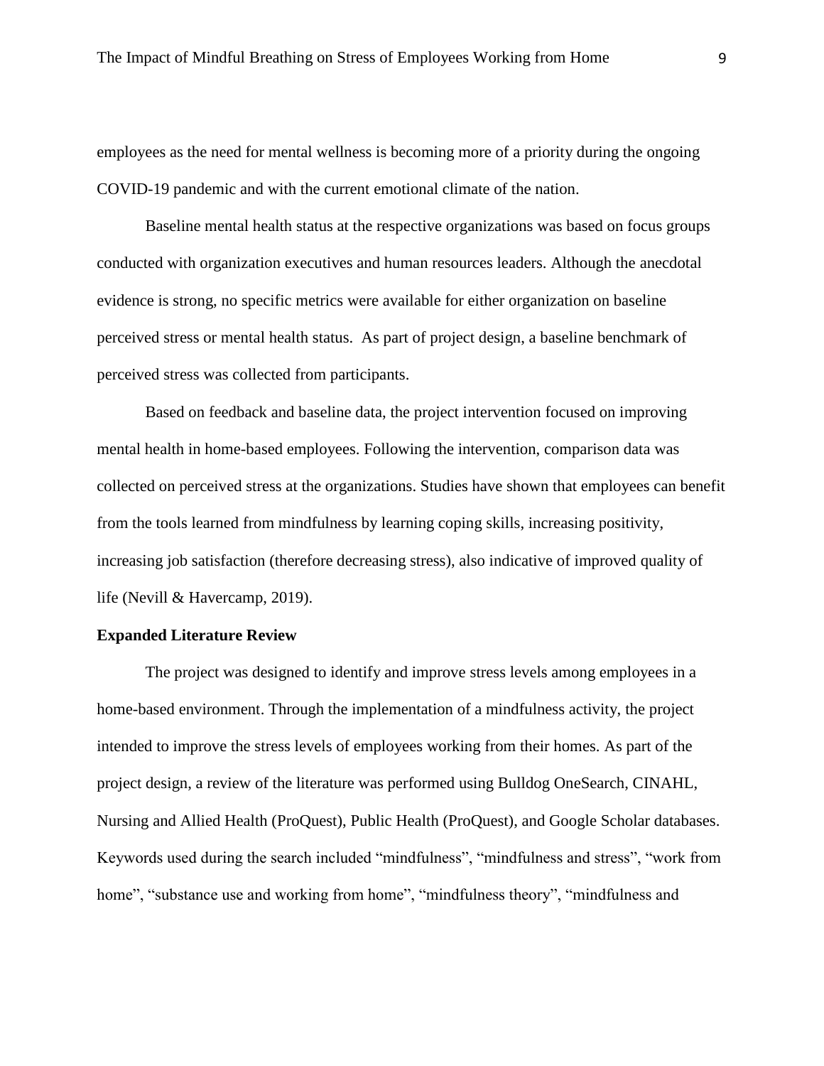employees as the need for mental wellness is becoming more of a priority during the ongoing COVID-19 pandemic and with the current emotional climate of the nation.

Baseline mental health status at the respective organizations was based on focus groups conducted with organization executives and human resources leaders. Although the anecdotal evidence is strong, no specific metrics were available for either organization on baseline perceived stress or mental health status. As part of project design, a baseline benchmark of perceived stress was collected from participants.

Based on feedback and baseline data, the project intervention focused on improving mental health in home-based employees. Following the intervention, comparison data was collected on perceived stress at the organizations. Studies have shown that employees can benefit from the tools learned from mindfulness by learning coping skills, increasing positivity, increasing job satisfaction (therefore decreasing stress), also indicative of improved quality of life (Nevill & Havercamp, 2019).

**Expanded Literature Review**

The project was designed to identify and improve stress levels among employees in a home-based environment. Through the implementation of a mindfulness activity, the project intended to improve the stress levels of employees working from their homes. As part of the project design, a review of the literature was performed using Bulldog OneSearch, CINAHL, Nursing and Allied Health (ProQuest), Public Health (ProQuest), and Google Scholar databases. Keywords used during the search included "mindfulness", "mindfulness and stress", "work from home", "substance use and working from home", "mindfulness theory", "mindfulness and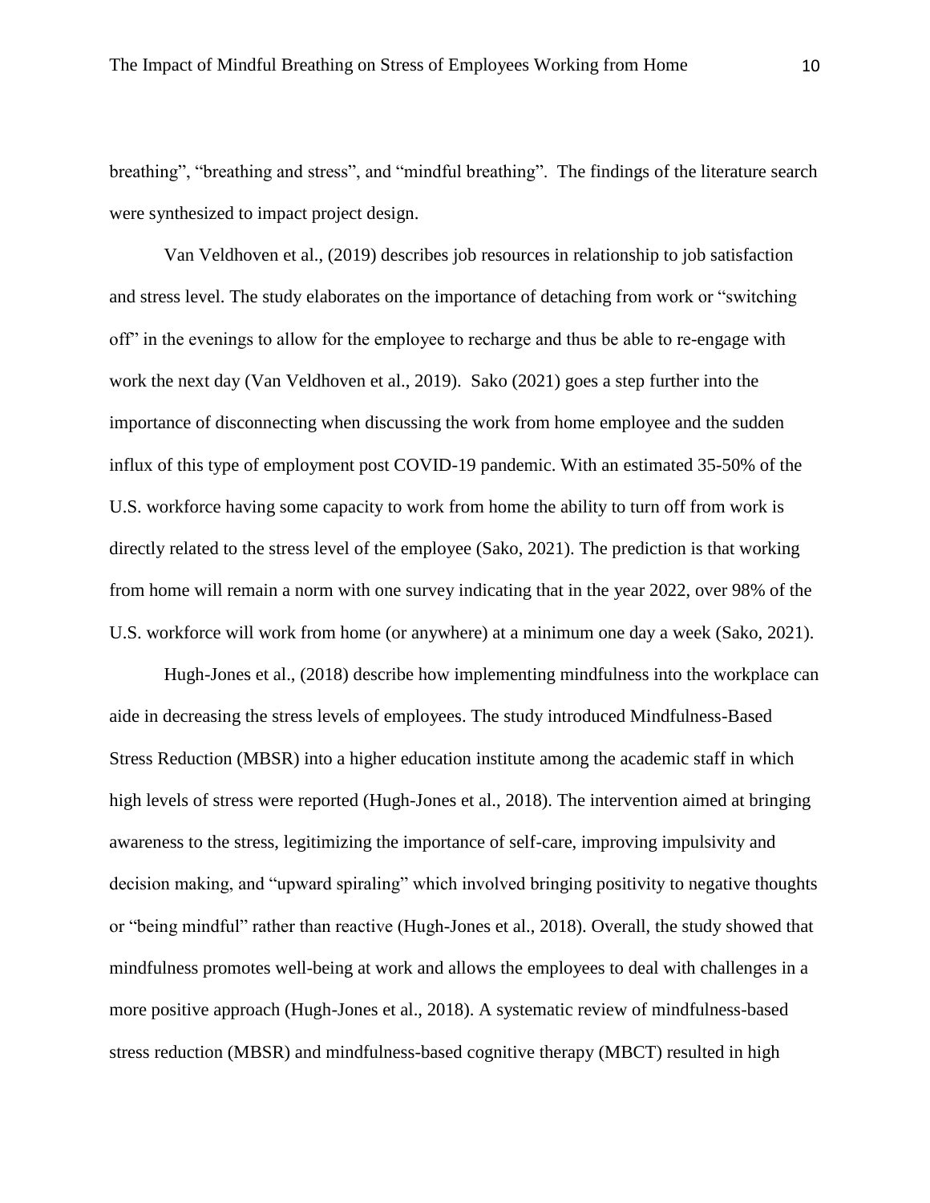breathing", "breathing and stress", and "mindful breathing". The findings of the literature search were synthesized to impact project design.

Van Veldhoven et al., (2019) describes job resources in relationship to job satisfaction and stress level. The study elaborates on the importance of detaching from work or "switching off" in the evenings to allow for the employee to recharge and thus be able to re-engage with work the next day (Van Veldhoven et al., 2019). Sako (2021) goes a step further into the importance of disconnecting when discussing the work from home employee and the sudden influx of this type of employment post COVID-19 pandemic. With an estimated 35-50% of the U.S. workforce having some capacity to work from home the ability to turn off from work is directly related to the stress level of the employee (Sako, 2021). The prediction is that working from home will remain a norm with one survey indicating that in the year 2022, over 98% of the U.S. workforce will work from home (or anywhere) at a minimum one day a week (Sako, 2021).

Hugh-Jones et al., (2018) describe how implementing mindfulness into the workplace can aide in decreasing the stress levels of employees. The study introduced Mindfulness-Based Stress Reduction (MBSR) into a higher education institute among the academic staff in which high levels of stress were reported (Hugh-Jones et al., 2018). The intervention aimed at bringing awareness to the stress, legitimizing the importance of self-care, improving impulsivity and decision making, and "upward spiraling" which involved bringing positivity to negative thoughts or "being mindful" rather than reactive (Hugh-Jones et al., 2018). Overall, the study showed that mindfulness promotes well-being at work and allows the employees to deal with challenges in a more positive approach (Hugh-Jones et al., 2018). A systematic review of mindfulness-based stress reduction (MBSR) and mindfulness-based cognitive therapy (MBCT) resulted in high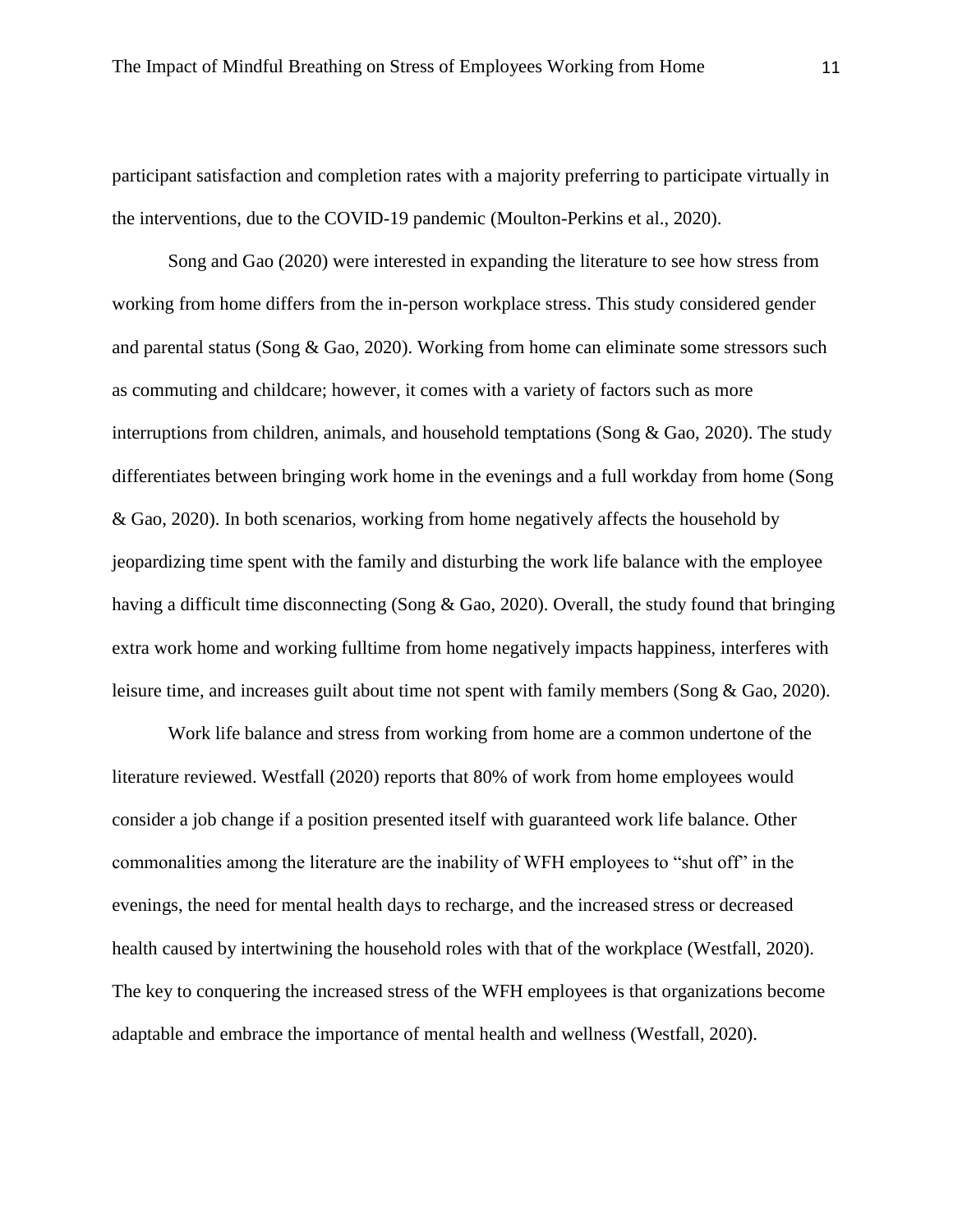participant satisfaction and completion rates with a majority preferring to participate virtually in the interventions, due to the COVID-19 pandemic (Moulton-Perkins et al., 2020).

Song and Gao (2020) were interested in expanding the literature to see how stress from working from home differs from the in-person workplace stress. This study considered gender and parental status (Song & Gao, 2020). Working from home can eliminate some stressors such as commuting and childcare; however, it comes with a variety of factors such as more interruptions from children, animals, and household temptations (Song & Gao, 2020). The study differentiates between bringing work home in the evenings and a full workday from home (Song & Gao, 2020). In both scenarios, working from home negatively affects the household by jeopardizing time spent with the family and disturbing the work life balance with the employee having a difficult time disconnecting (Song & Gao, 2020). Overall, the study found that bringing extra work home and working fulltime from home negatively impacts happiness, interferes with leisure time, and increases guilt about time not spent with family members (Song & Gao, 2020).

Work life balance and stress from working from home are a common undertone of the literature reviewed. Westfall (2020) reports that 80% of work from home employees would consider a job change if a position presented itself with guaranteed work life balance. Other commonalities among the literature are the inability of WFH employees to "shut off" in the evenings, the need for mental health days to recharge, and the increased stress or decreased health caused by intertwining the household roles with that of the workplace (Westfall, 2020). The key to conquering the increased stress of the WFH employees is that organizations become adaptable and embrace the importance of mental health and wellness (Westfall, 2020).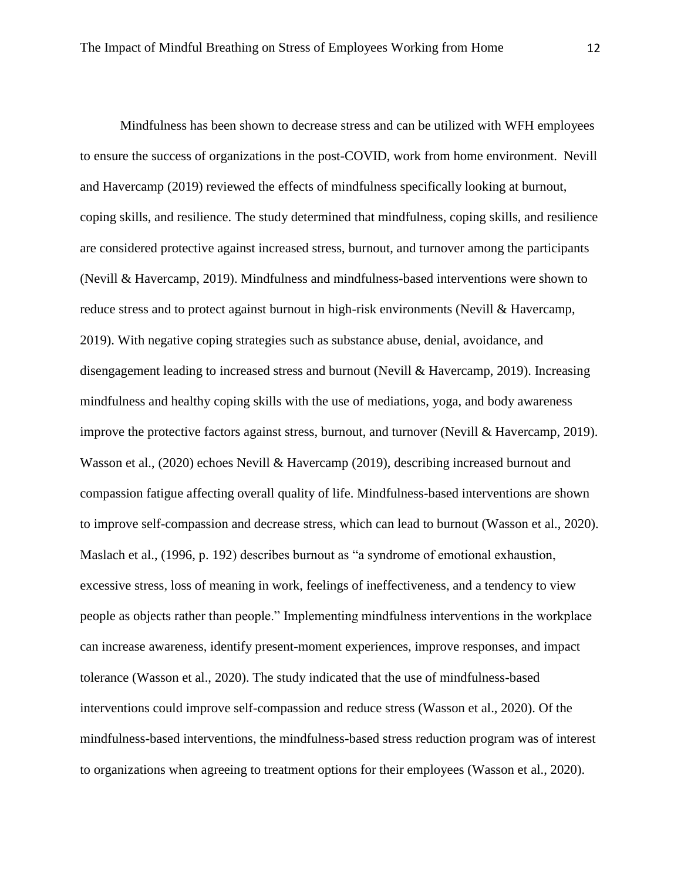Mindfulness has been shown to decrease stress and can be utilized with WFH employees to ensure the success of organizations in the post-COVID, work from home environment. Nevill and Havercamp (2019) reviewed the effects of mindfulness specifically looking at burnout, coping skills, and resilience. The study determined that mindfulness, coping skills, and resilience are considered protective against increased stress, burnout, and turnover among the participants (Nevill & Havercamp, 2019). Mindfulness and mindfulness-based interventions were shown to reduce stress and to protect against burnout in high-risk environments (Nevill & Havercamp, 2019). With negative coping strategies such as substance abuse, denial, avoidance, and disengagement leading to increased stress and burnout (Nevill & Havercamp, 2019). Increasing mindfulness and healthy coping skills with the use of mediations, yoga, and body awareness improve the protective factors against stress, burnout, and turnover (Nevill & Havercamp, 2019). Wasson et al., (2020) echoes Nevill & Havercamp (2019), describing increased burnout and compassion fatigue affecting overall quality of life. Mindfulness-based interventions are shown to improve self-compassion and decrease stress, which can lead to burnout (Wasson et al., 2020). Maslach et al., (1996, p. 192) describes burnout as "a syndrome of emotional exhaustion, excessive stress, loss of meaning in work, feelings of ineffectiveness, and a tendency to view people as objects rather than people." Implementing mindfulness interventions in the workplace can increase awareness, identify present-moment experiences, improve responses, and impact tolerance (Wasson et al., 2020). The study indicated that the use of mindfulness-based interventions could improve self-compassion and reduce stress (Wasson et al., 2020). Of the mindfulness-based interventions, the mindfulness-based stress reduction program was of interest to organizations when agreeing to treatment options for their employees (Wasson et al., 2020).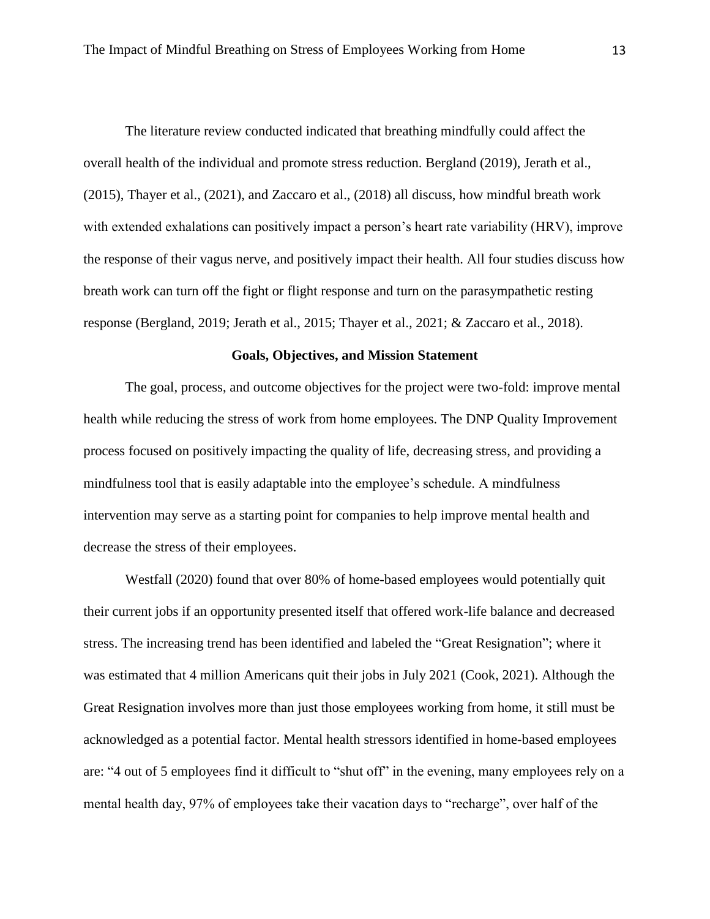The literature review conducted indicated that breathing mindfully could affect the overall health of the individual and promote stress reduction. Bergland (2019), Jerath et al., (2015), Thayer et al., (2021), and Zaccaro et al., (2018) all discuss, how mindful breath work with extended exhalations can positively impact a person's heart rate variability (HRV), improve the response of their vagus nerve, and positively impact their health. All four studies discuss how breath work can turn off the fight or flight response and turn on the parasympathetic resting response (Bergland, 2019; Jerath et al., 2015; Thayer et al., 2021; & Zaccaro et al., 2018).

## Goals, Objectives, and Mission Statement

The goal, process, and outcome objectives for the project were two-fold: improve mental health while reducing the stress of work from home employees. The DNP Quality Improvement process focused on positively impacting the quality of life, decreasing stress, and providing a mindfulness tool that is easily adaptable into the employee's schedule. A mindfulness intervention may serve as a starting point for companies to help improve mental health and decrease the stress of their employees.

Westfall (2020) found that over 80% of home-based employees would potentially quit their current jobs if an opportunity presented itself that offered work-life balance and decreased stress. The increasing trend has been identified and labeled the "Great Resignation"; where it was estimated that 4 million Americans quit their jobs in July 2021 (Cook, 2021). Although the Great Resignation involves more than just those employees working from home, it still must be acknowledged as a potential factor. Mental health stressors identified in home-based employees are: "4 out of 5 employees find it difficult to "shut off" in the evening, many employees rely on a mental health day, 97% of employees take their vacation days to "recharge", over half of the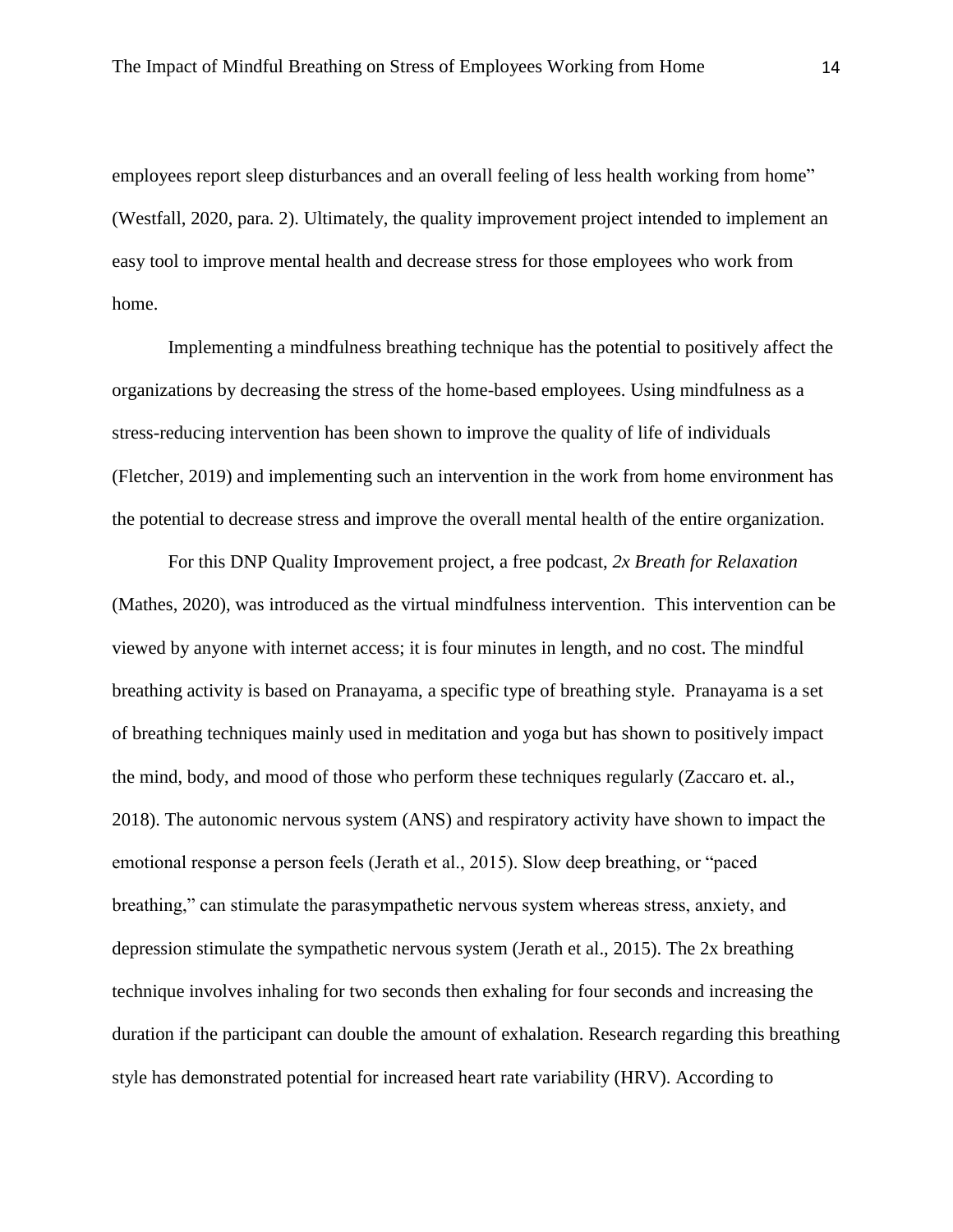employees report sleep disturbances and an overall feeling of less health working from home" (Westfall, 2020, para. 2). Ultimately, the quality improvement project intended to implement an easy tool to improve mental health and decrease stress for those employees who work from home.

Implementing a mindfulness breathing technique has the potential to positively affect the organizations by decreasing the stress of the home-based employees. Using mindfulness as a stress-reducing intervention has been shown to improve the quality of life of individuals (Fletcher, 2019) and implementing such an intervention in the work from home environment has the potential to decrease stress and improve the overall mental health of the entire organization.

For this DNP Quality Improvement project, a free podcast, *2x Breath for Relaxation* (Mathes, 2020), was introduced as the virtual mindfulness intervention. This intervention can be viewed by anyone with internet access; it is four minutes in length, and no cost. The mindful breathing activity is based on Pranayama, a specific type of breathing style. Pranayama is a set of breathing techniques mainly used in meditation and yoga but has shown to positively impact the mind, body, and mood of those who perform these techniques regularly (Zaccaro et. al., 2018). The autonomic nervous system (ANS) and respiratory activity have shown to impact the emotional response a person feels (Jerath et al., 2015). Slow deep breathing, or "paced breathing," can stimulate the parasympathetic nervous system whereas stress, anxiety, and depression stimulate the sympathetic nervous system (Jerath et al., 2015). The 2x breathing technique involves inhaling for two seconds then exhaling for four seconds and increasing the duration if the participant can double the amount of exhalation. Research regarding this breathing style has demonstrated potential for increased heart rate variability (HRV). According to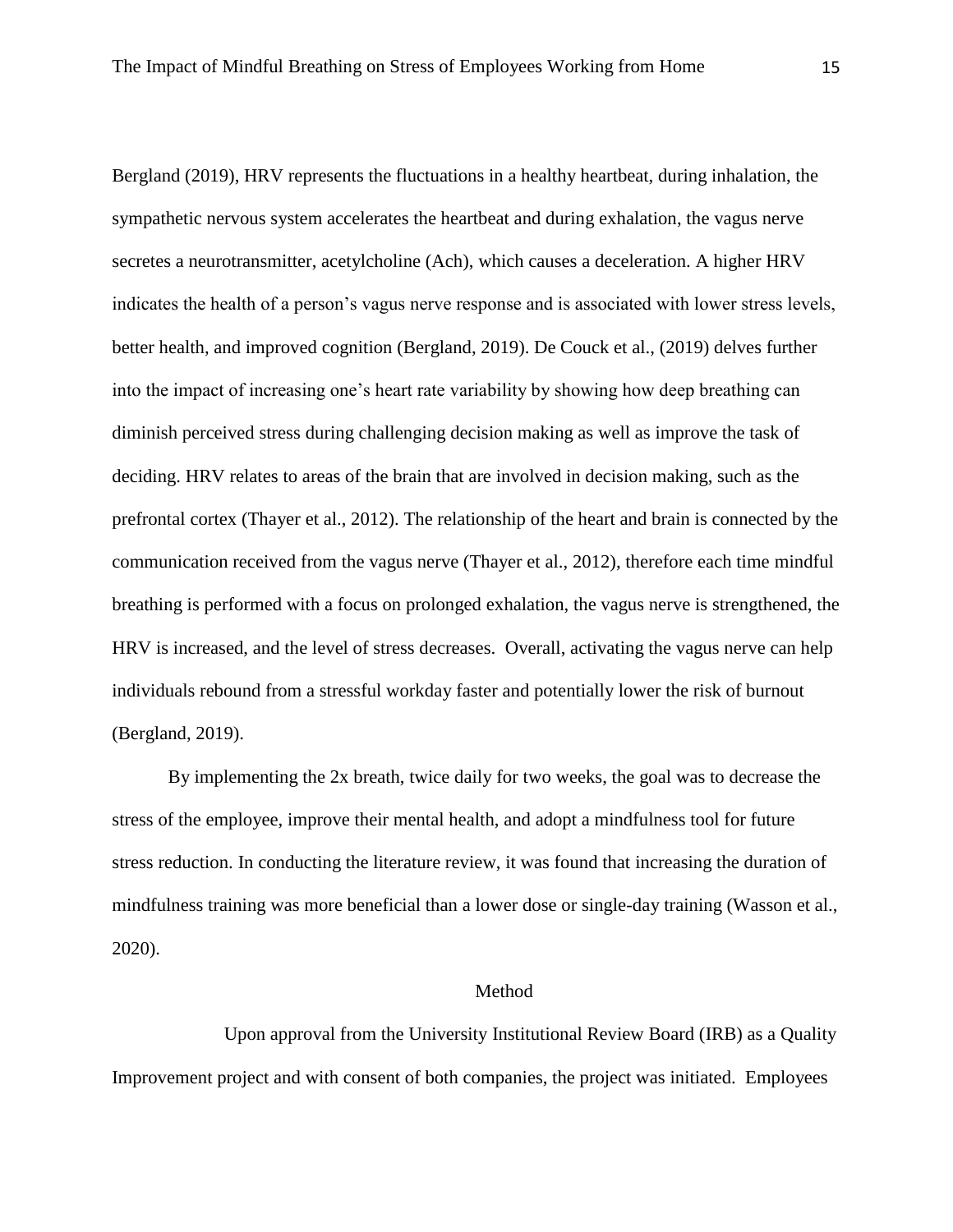Bergland (2019), HRV represents the fluctuations in a healthy heartbeat, during inhalation, the sympathetic nervous system accelerates the heartbeat and during exhalation, the vagus nerve secretes a neurotransmitter, acetylcholine (Ach), which causes a deceleration. A higher HRV indicates the health of a person's vagus nerve response and is associated with lower stress levels, better health, and improved cognition (Bergland, 2019). De Couck et al., (2019) delves further into the impact of increasing one's heart rate variability by showing how deep breathing can diminish perceived stress during challenging decision making as well as improve the task of deciding. HRV relates to areas of the brain that are involved in decision making, such as the prefrontal cortex (Thayer et al., 2012). The relationship of the heart and brain is connected by the communication received from the vagus nerve (Thayer et al., 2012), therefore each time mindful breathing is performed with a focus on prolonged exhalation, the vagus nerve is strengthened, the HRV is increased, and the level of stress decreases. Overall, activating the vagus nerve can help individuals rebound from a stressful workday faster and potentially lower the risk of burnout (Bergland, 2019).

By implementing the 2x breath, twice daily for two weeks, the goal was to decrease the stress of the employee, improve their mental health, and adopt a mindfulness tool for future stress reduction. In conducting the literature review, it was found that increasing the duration of mindfulness training was more beneficial than a lower dose or single-day training (Wasson et al., 2020).

## Method

Upon approval from the University Institutional Review Board (IRB) as a Quality Improvement project and with consent of both companies, the project was initiated. Employees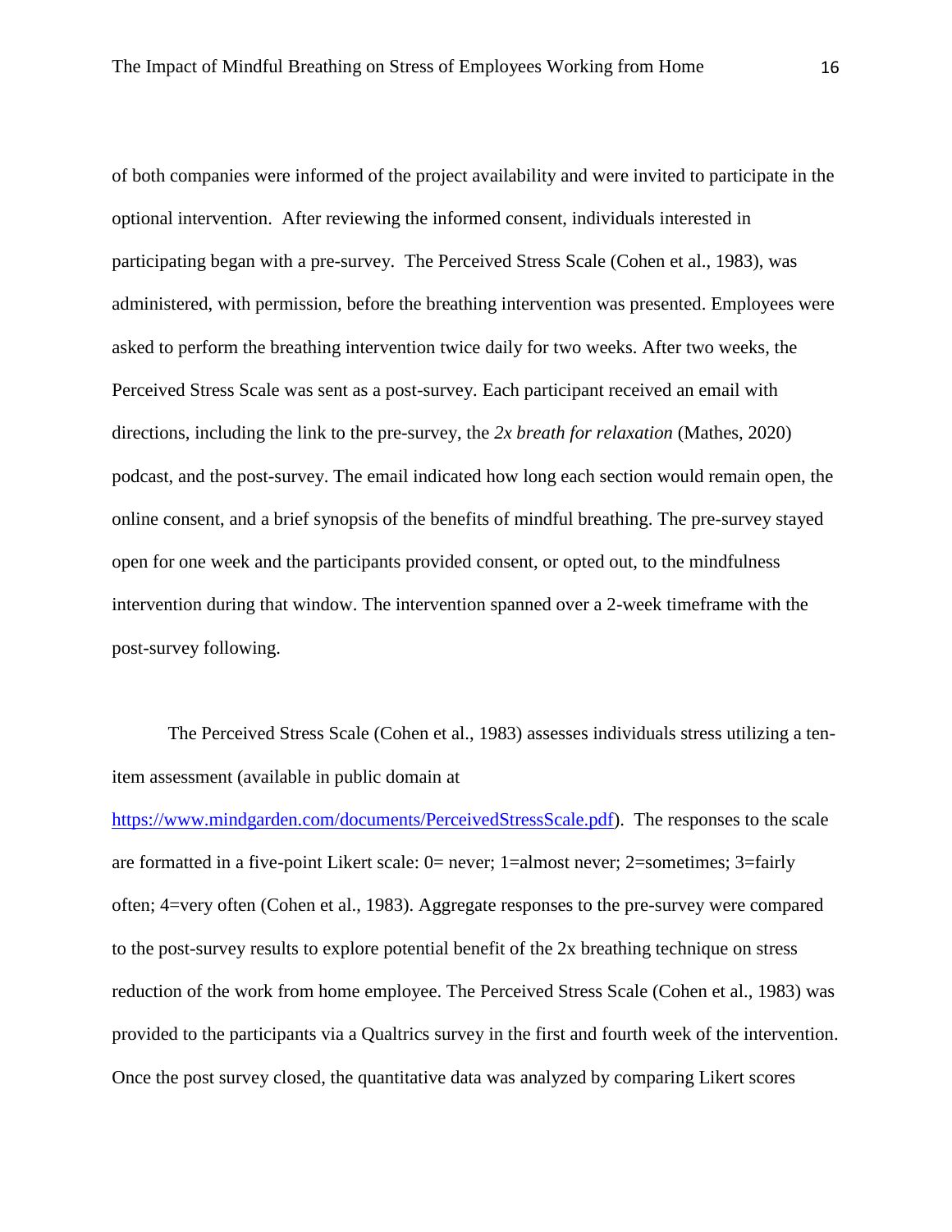of both companies were informed of the project availability and were invited to participate in the optional intervention. After reviewing the informed consent, individuals interested in participating began with a pre-survey. The Perceived Stress Scale (Cohen et al., 1983), was administered, with permission, before the breathing intervention was presented. Employees were asked to perform the breathing intervention twice daily for two weeks. After two weeks, the Perceived Stress Scale was sent as a post-survey. Each participant received an email with directions, including the link to the pre-survey, the *2x breath for relaxation* (Mathes, 2020) podcast, and the post-survey. The email indicated how long each section would remain open, the online consent, and a brief synopsis of the benefits of mindful breathing. The pre-survey stayed open for one week and the participants provided consent, or opted out, to the mindfulness intervention during that window. The intervention spanned over a 2-week timeframe with the post-survey following.

The Perceived Stress Scale (Cohen et al., 1983) assesses individuals stress utilizing a ten-item assessment (available in public domain at [https://www.mindgarden.com/documents/PerceivedStressScale.pdf](https://www.mindgarden.com/documents/PerceivedStressScale.pdf)). The responses to the scale are formatted in a five-point Likert scale: 0= never; 1=almost never; 2=sometimes; 3=fairly often; 4=very often (Cohen et al., 1983). Aggregate responses to the pre-survey were compared to the post-survey results to explore potential benefit of the 2x breathing technique on stress reduction of the work from home employee. The Perceived Stress Scale (Cohen et al., 1983) was provided to the participants via a Qualtrics survey in the first and fourth week of the intervention. Once the post survey closed, the quantitative data was analyzed by comparing Likert scores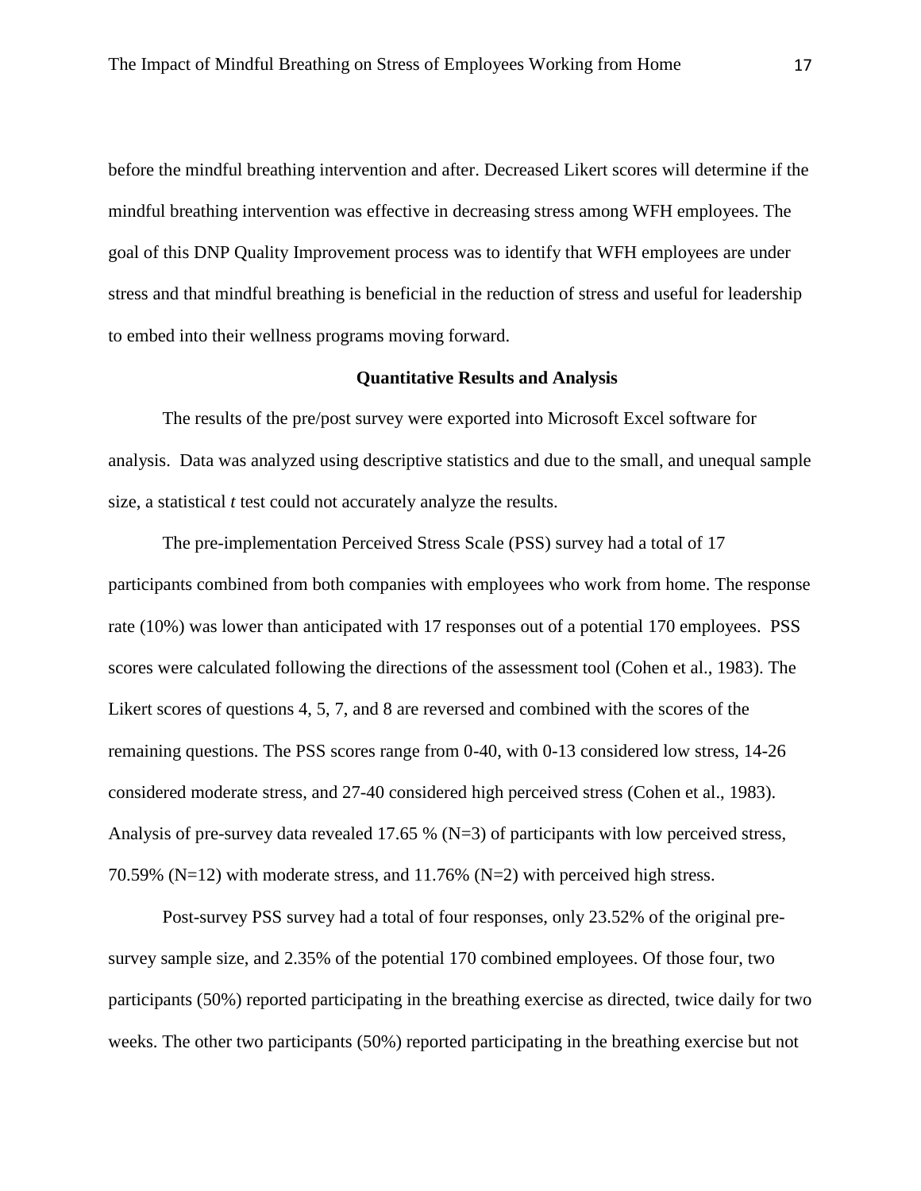before the mindful breathing intervention and after. Decreased Likert scores will determine if the mindful breathing intervention was effective in decreasing stress among WFH employees. The goal of this DNP Quality Improvement process was to identify that WFH employees are under stress and that mindful breathing is beneficial in the reduction of stress and useful for leadership to embed into their wellness programs moving forward.

## Quantitative Results and Analysis

The results of the pre/post survey were exported into Microsoft Excel software for analysis. Data was analyzed using descriptive statistics and due to the small, and unequal sample size, a statistical *t* test could not accurately analyze the results.

The pre-implementation Perceived Stress Scale (PSS) survey had a total of 17 participants combined from both companies with employees who work from home. The response rate (10%) was lower than anticipated with 17 responses out of a potential 170 employees. PSS scores were calculated following the directions of the assessment tool (Cohen et al., 1983). The Likert scores of questions 4, 5, 7, and 8 are reversed and combined with the scores of the remaining questions. The PSS scores range from 0-40, with 0-13 considered low stress, 14-26 considered moderate stress, and 27-40 considered high perceived stress (Cohen et al., 1983). Analysis of pre-survey data revealed 17.65 % (N=3) of participants with low perceived stress, 70.59% (N=12) with moderate stress, and 11.76% (N=2) with perceived high stress.

Post-survey PSS survey had a total of four responses, only 23.52% of the original pre-survey sample size, and 2.35% of the potential 170 combined employees. Of those four, two participants (50%) reported participating in the breathing exercise as directed, twice daily for two weeks. The other two participants (50%) reported participating in the breathing exercise but not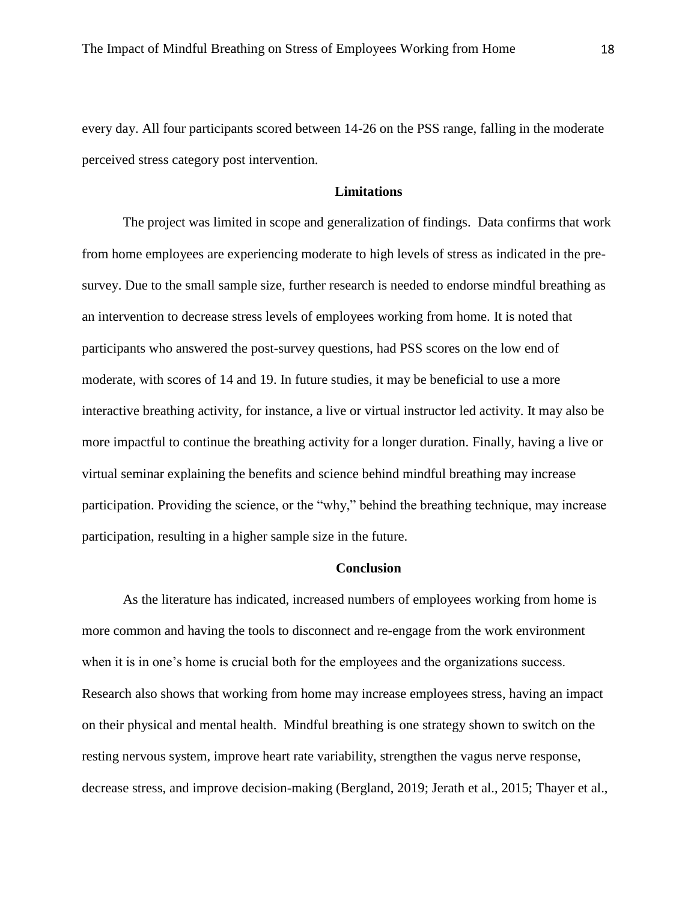every day. All four participants scored between 14-26 on the PSS range, falling in the moderate perceived stress category post intervention.

## Limitations

The project was limited in scope and generalization of findings. Data confirms that work from home employees are experiencing moderate to high levels of stress as indicated in the pre-survey. Due to the small sample size, further research is needed to endorse mindful breathing as an intervention to decrease stress levels of employees working from home. It is noted that participants who answered the post-survey questions, had PSS scores on the low end of moderate, with scores of 14 and 19. In future studies, it may be beneficial to use a more interactive breathing activity, for instance, a live or virtual instructor led activity. It may also be more impactful to continue the breathing activity for a longer duration. Finally, having a live or virtual seminar explaining the benefits and science behind mindful breathing may increase participation. Providing the science, or the "why," behind the breathing technique, may increase participation, resulting in a higher sample size in the future.

## Conclusion

As the literature has indicated, increased numbers of employees working from home is more common and having the tools to disconnect and re-engage from the work environment when it is in one's home is crucial both for the employees and the organizations success. Research also shows that working from home may increase employees stress, having an impact on their physical and mental health. Mindful breathing is one strategy shown to switch on the resting nervous system, improve heart rate variability, strengthen the vagus nerve response, decrease stress, and improve decision-making (Bergland, 2019; Jerath et al., 2015; Thayer et al.,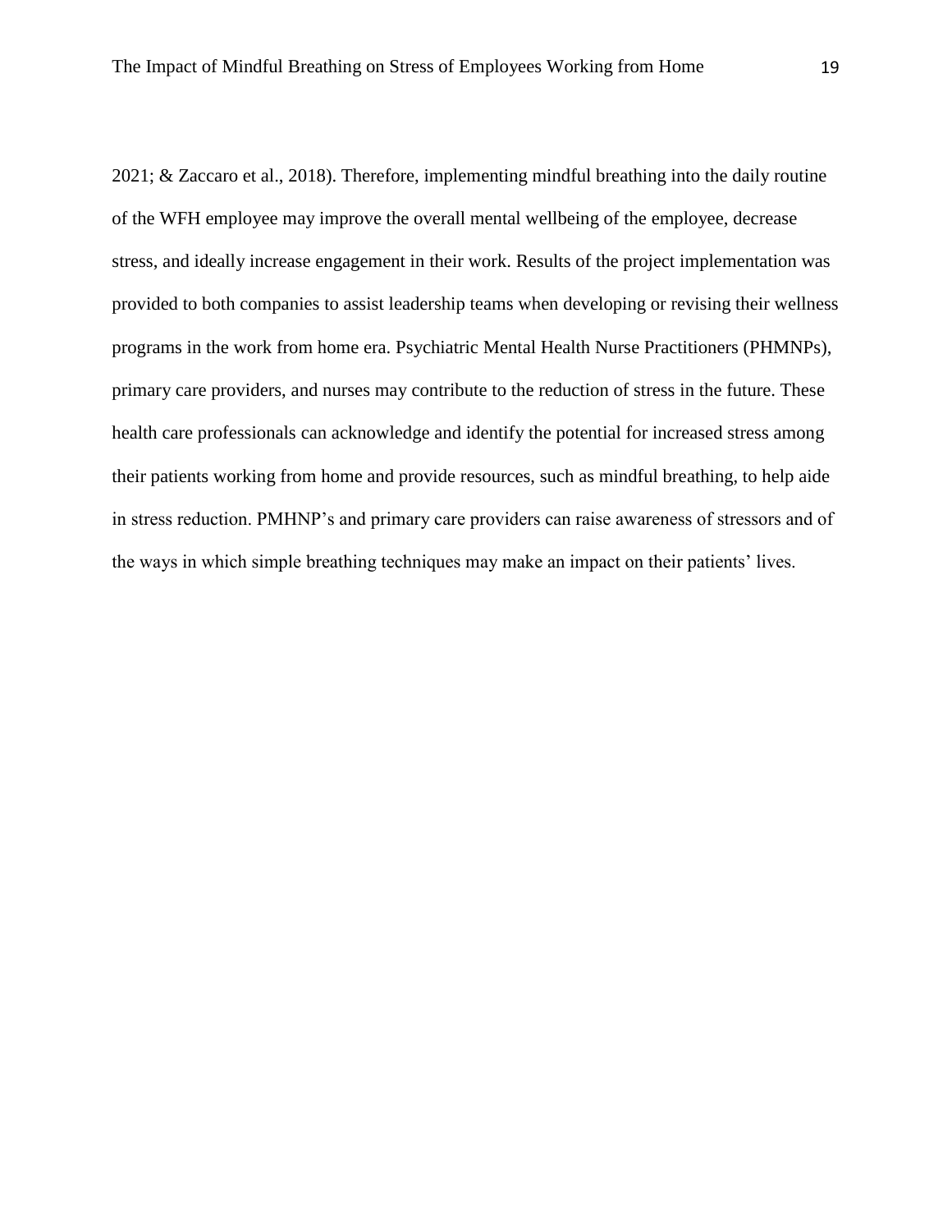2021; & Zaccaro et al., 2018). Therefore, implementing mindful breathing into the daily routine of the WFH employee may improve the overall mental wellbeing of the employee, decrease stress, and ideally increase engagement in their work. Results of the project implementation was provided to both companies to assist leadership teams when developing or revising their wellness programs in the work from home era. Psychiatric Mental Health Nurse Practitioners (PHMNPs), primary care providers, and nurses may contribute to the reduction of stress in the future. These health care professionals can acknowledge and identify the potential for increased stress among their patients working from home and provide resources, such as mindful breathing, to help aide in stress reduction. PMHNP's and primary care providers can raise awareness of stressors and of the ways in which simple breathing techniques may make an impact on their patients' lives.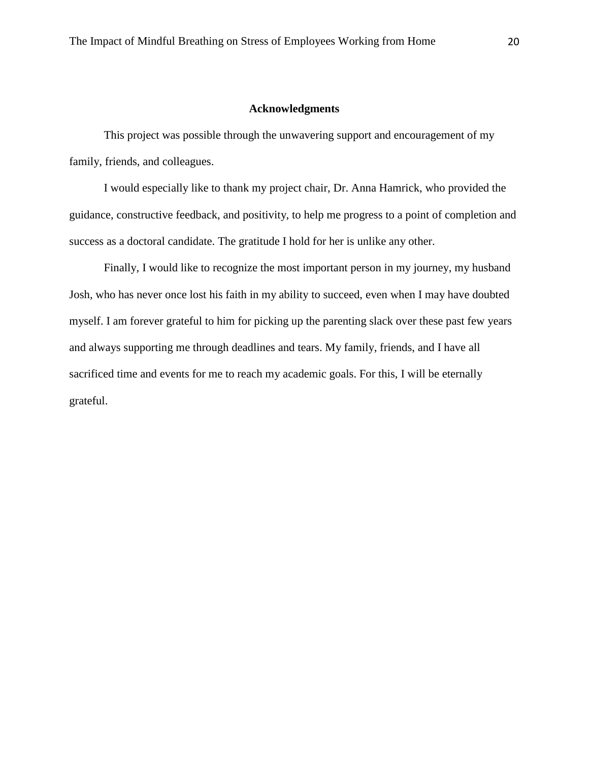## Acknowledgments

This project was possible through the unwavering support and encouragement of my family, friends, and colleagues.

I would especially like to thank my project chair, Dr. Anna Hamrick, who provided the guidance, constructive feedback, and positivity, to help me progress to a point of completion and success as a doctoral candidate. The gratitude I hold for her is unlike any other.

Finally, I would like to recognize the most important person in my journey, my husband Josh, who has never once lost his faith in my ability to succeed, even when I may have doubted myself. I am forever grateful to him for picking up the parenting slack over these past few years and always supporting me through deadlines and tears. My family, friends, and I have all sacrificed time and events for me to reach my academic goals. For this, I will be eternally grateful.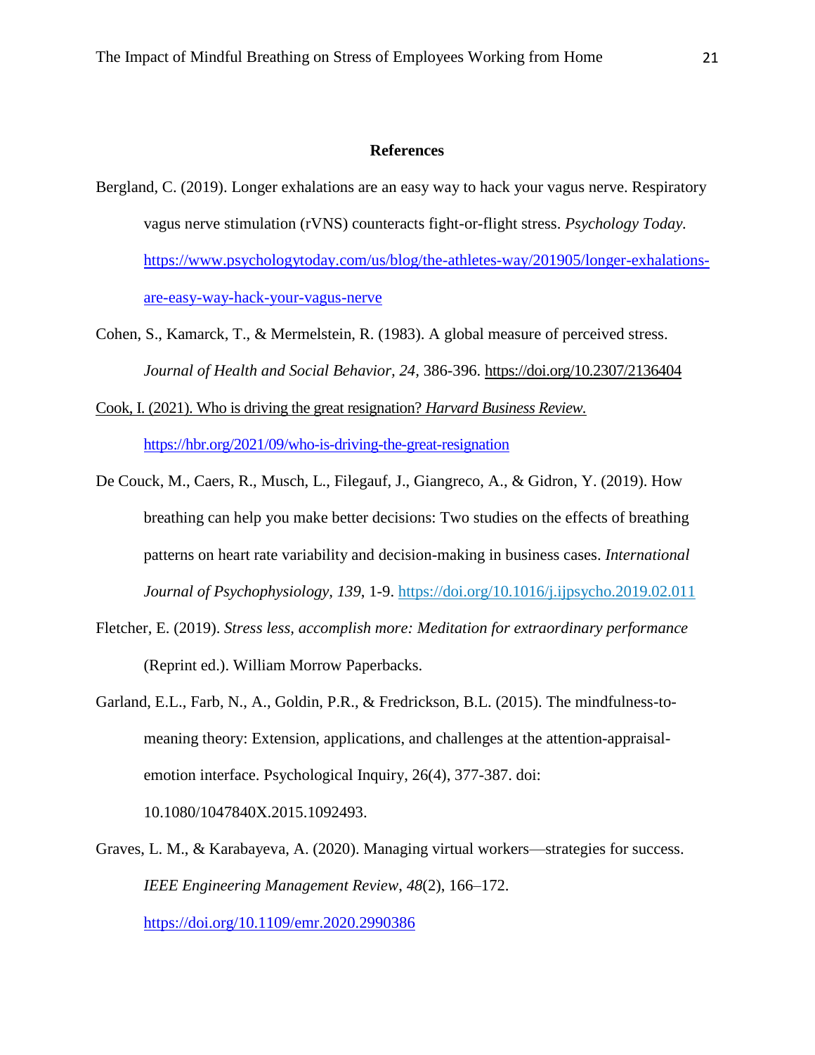# References

Bergland, C. (2019). Longer exhalations are an easy way to hack your vagus nerve. Respiratory vagus nerve stimulation (rVNS) counteracts fight-or-flight stress. *Psychology Today*. https://www.psychologytoday.com/us/blog/the-athletes-way/201905/longer-exhalations-are-easy-way-hack-your-vagus-nerve

Cohen, S., Kamarck, T., & Mermelstein, R. (1983). A global measure of perceived stress. *Journal of Health and Social Behavior, 24*, 386-396. https://doi.org/10.2307/2136404

Cook, I. (2021). Who is driving the great resignation? *Harvard Business Review.* https://hbr.org/2021/09/who-is-driving-the-great-resignation

De Couck, M., Caers, R., Musch, L., Filegauf, J., Giangreco, A., & Gidron, Y. (2019). How breathing can help you make better decisions: Two studies on the effects of breathing patterns on heart rate variability and decision-making in business cases. *International Journal of Psychophysiology, 139*, 1-9. https://doi.org/10.1016/j.ijpsycho.2019.02.011

Fletcher, E. (2019). *Stress less, accomplish more: Meditation for extraordinary performance* (Reprint ed.). William Morrow Paperbacks.

Garland, E.L., Farb, N., A., Goldin, P.R., & Fredrickson, B.L. (2015). The mindfulness-to-meaning theory: Extension, applications, and challenges at the attention-appraisal-emotion interface. Psychological Inquiry, 26(4), 377-387. doi: 10.1080/1047840X.2015.1092493.

Graves, L. M., & Karabayeva, A. (2020). Managing virtual workers—strategies for success. *IEEE Engineering Management Review*, *48*(2), 166–172. https://doi.org/10.1109/emr.2020.2990386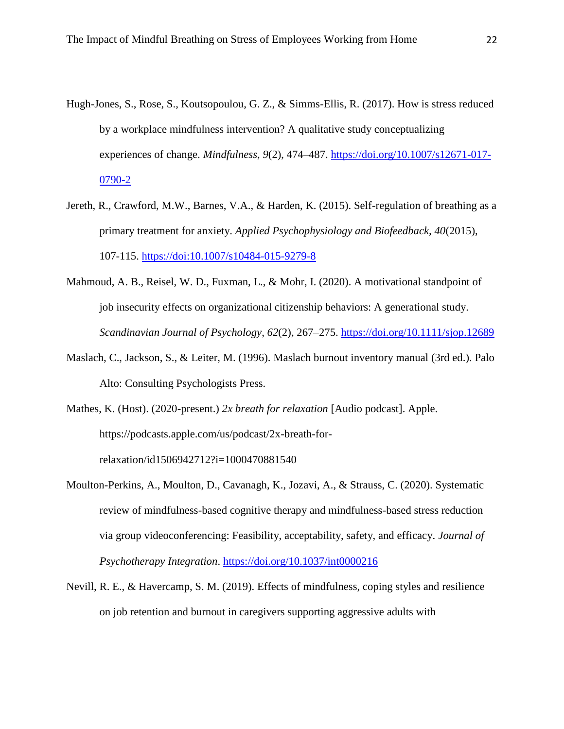Hugh-Jones, S., Rose, S., Koutsopoulou, G. Z., & Simms-Ellis, R. (2017). How is stress reduced by a workplace mindfulness intervention? A qualitative study conceptualizing experiences of change. *Mindfulness*, *9*(2), 474–487. https://doi.org/10.1007/s12671-017-0790-2

Jereth, R., Crawford, M.W., Barnes, V.A., & Harden, K. (2015). Self-regulation of breathing as a primary treatment for anxiety. *Applied Psychophysiology and Biofeedback, 40*(2015), 107-115. https://doi:10.1007/s10484-015-9279-8

Mahmoud, A. B., Reisel, W. D., Fuxman, L., & Mohr, I. (2020). A motivational standpoint of job insecurity effects on organizational citizenship behaviors: A generational study. *Scandinavian Journal of Psychology*, *62*(2), 267–275. https://doi.org/10.1111/sjop.12689

Maslach, C., Jackson, S., & Leiter, M. (1996). Maslach burnout inventory manual (3rd ed.). Palo Alto: Consulting Psychologists Press.

Mathes, K. (Host). (2020-present.) *2x breath for relaxation* [Audio podcast]. Apple. https://podcasts.apple.com/us/podcast/2x-breath-for-relaxation/id1506942712?i=1000470881540

Moulton-Perkins, A., Moulton, D., Cavanagh, K., Jozavi, A., & Strauss, C. (2020). Systematic review of mindfulness-based cognitive therapy and mindfulness-based stress reduction via group videoconferencing: Feasibility, acceptability, safety, and efficacy. *Journal of Psychotherapy Integration*. https://doi.org/10.1037/int0000216

Nevill, R. E., & Havercamp, S. M. (2019). Effects of mindfulness, coping styles and resilience on job retention and burnout in caregivers supporting aggressive adults with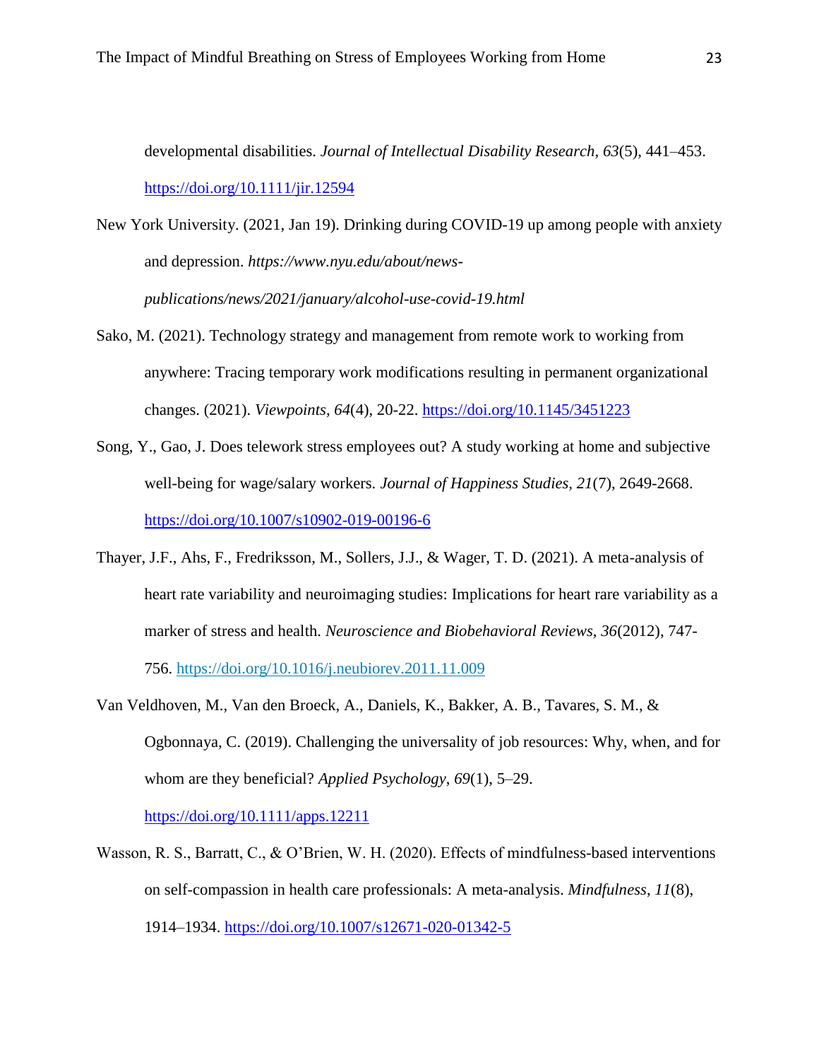developmental disabilities. *Journal of Intellectual Disability Research*, *63*(5), 441–453. https://doi.org/10.1111/jir.12594

New York University. (2021, Jan 19). Drinking during COVID-19 up among people with anxiety and depression. *https://www.nyu.edu/about/news-publications/news/2021/january/alcohol-use-covid-19.html*

Sako, M. (2021). Technology strategy and management from remote work to working from anywhere: Tracing temporary work modifications resulting in permanent organizational changes. (2021). *Viewpoints*, *64*(4), 20-22. https://doi.org/10.1145/3451223

Song, Y., Gao, J. Does telework stress employees out? A study working at home and subjective well-being for wage/salary workers. *Journal of Happiness Studies, 21*(7), 2649-2668. https://doi.org/10.1007/s10902-019-00196-6

Thayer, J.F., Ahs, F., Fredriksson, M., Sollers, J.J., & Wager, T. D. (2021). A meta-analysis of heart rate variability and neuroimaging studies: Implications for heart rare variability as a marker of stress and health. *Neuroscience and Biobehavioral Reviews, 36*(2012), 747-756. https://doi.org/10.1016/j.neubiorev.2011.11.009

Van Veldhoven, M., Van den Broeck, A., Daniels, K., Bakker, A. B., Tavares, S. M., & Ogbonnaya, C. (2019). Challenging the universality of job resources: Why, when, and for whom are they beneficial? *Applied Psychology*, *69*(1), 5–29. https://doi.org/10.1111/apps.12211

Wasson, R. S., Barratt, C., & O'Brien, W. H. (2020). Effects of mindfulness-based interventions on self-compassion in health care professionals: A meta-analysis. *Mindfulness*, *11*(8), 1914–1934. https://doi.org/10.1007/s12671-020-01342-5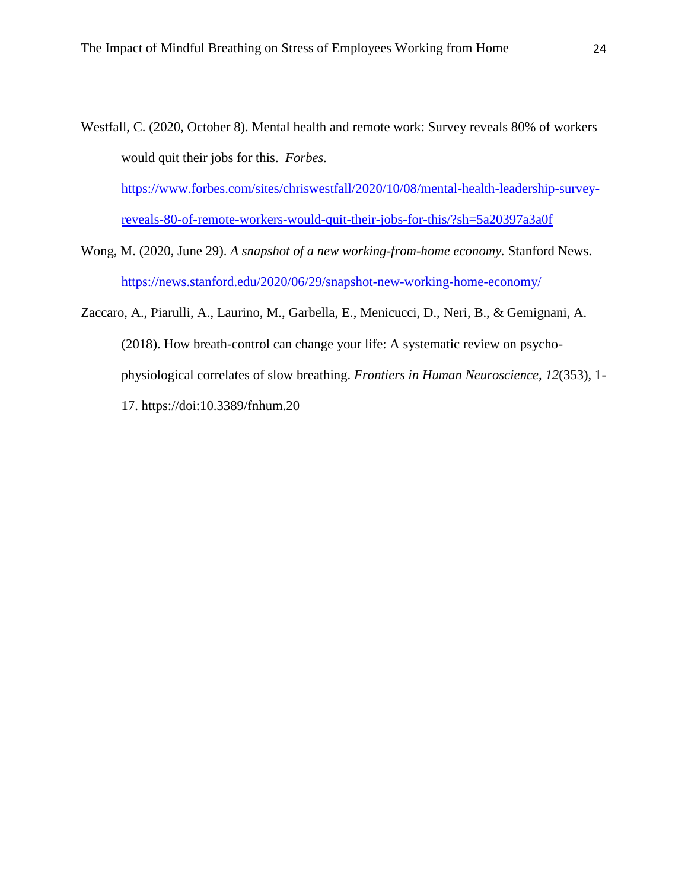Westfall, C. (2020, October 8). Mental health and remote work: Survey reveals 80% of workers would quit their jobs for this. *Forbes.* https://www.forbes.com/sites/chriswestfall/2020/10/08/mental-health-leadership-survey-reveals-80-of-remote-workers-would-quit-their-jobs-for-this/?sh=5a20397a3a0f

Wong, M. (2020, June 29). *A snapshot of a new working-from-home economy.* Stanford News. https://news.stanford.edu/2020/06/29/snapshot-new-working-home-economy/

Zaccaro, A., Piarulli, A., Laurino, M., Garbella, E., Menicucci, D., Neri, B., & Gemignani, A. (2018). How breath-control can change your life: A systematic review on psycho-physiological correlates of slow breathing. *Frontiers in Human Neuroscience, 12*(353), 1-17. https://doi:10.3389/fnhum.20